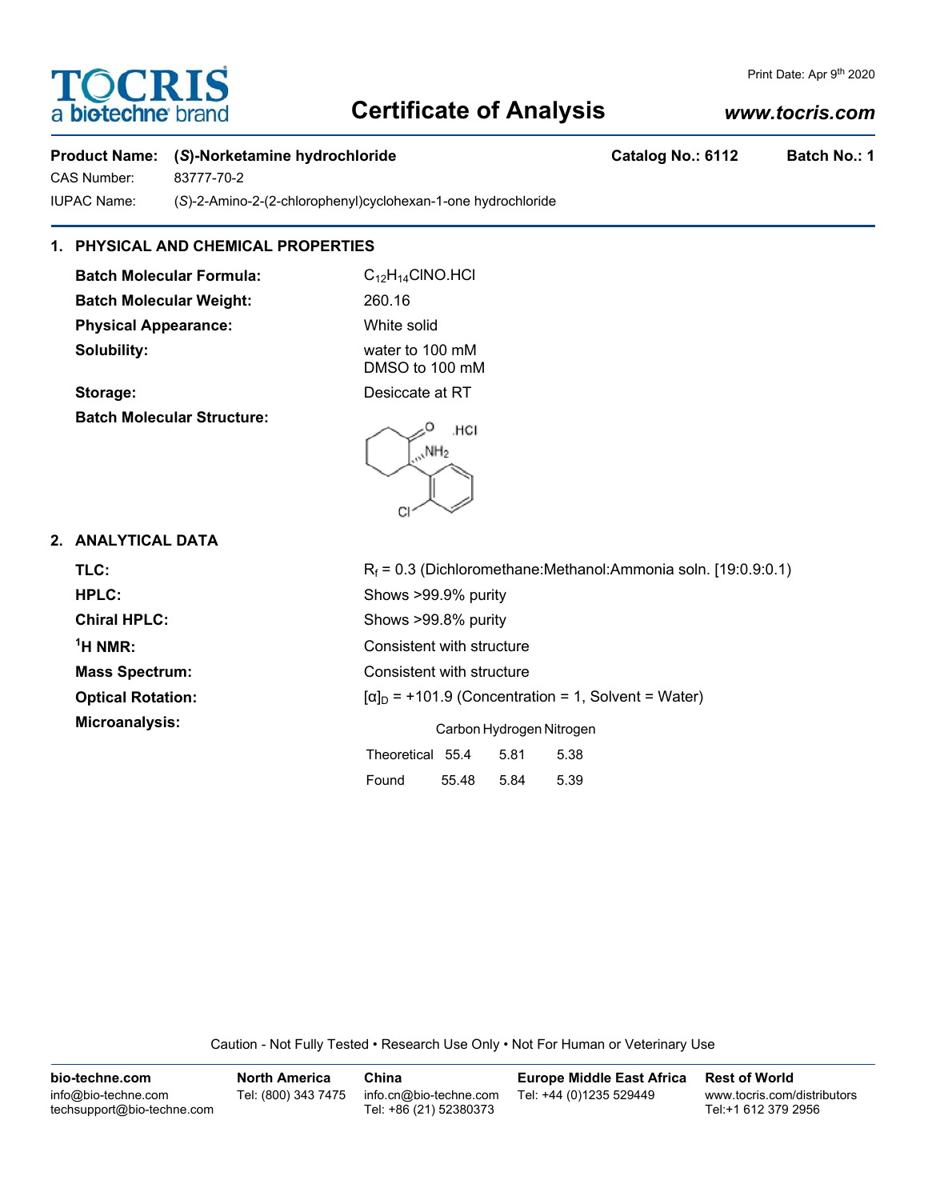TOCRIS a bio-techne brand

Print Date: Apr 9th 2020

# Certificate of Analysis

www.tocris.com

**Product Name: (*S*)-Norketamine hydrochloride** **Catalog No.: 6112** **Batch No.: 1**

CAS Number: 83777-70-2

IUPAC Name: (*S*)-2-Amino-2-(2-chlorophenyl)cyclohexan-1-one hydrochloride

## 1. PHYSICAL AND CHEMICAL PROPERTIES

**Batch Molecular Formula:** $C_{12}H_{14}ClNO.HCl$

**Batch Molecular Weight:** 260.16

**Physical Appearance:** White solid

**Solubility:** water to 100 mM
DMSO to 100 mM

**Storage:** Desiccate at RT

**Batch Molecular Structure:**

## 2. ANALYTICAL DATA

**TLC:** $R_f$ = 0.3 (Dichloromethane:Methanol:Ammonia soln. [19:0.9:0.1])

**HPLC:** Shows >99.9% purity

**Chiral HPLC:** Shows >99.8% purity

**$^1$H NMR:** Consistent with structure

**Mass Spectrum:** Consistent with structure

**Optical Rotation:** $[\alpha]_D$ = +101.9 (Concentration = 1, Solvent = Water)

**Microanalysis:**

| | Carbon | Hydrogen | Nitrogen |
|---|---|---|---|
| Theoretical | 55.4 | 5.81 | 5.38 |
| Found | 55.48 | 5.84 | 5.39 |

Caution - Not Fully Tested • Research Use Only • Not For Human or Veterinary Use

**bio-techne.com**
info@bio-techne.com
techsupport@bio-techne.com

**North America**
Tel: (800) 343 7475

**China**
info.cn@bio-techne.com
Tel: +86 (21) 52380373

**Europe Middle East Africa**
Tel: +44 (0)1235 529449

**Rest of World**
www.tocris.com/distributors
Tel:+1 612 379 2956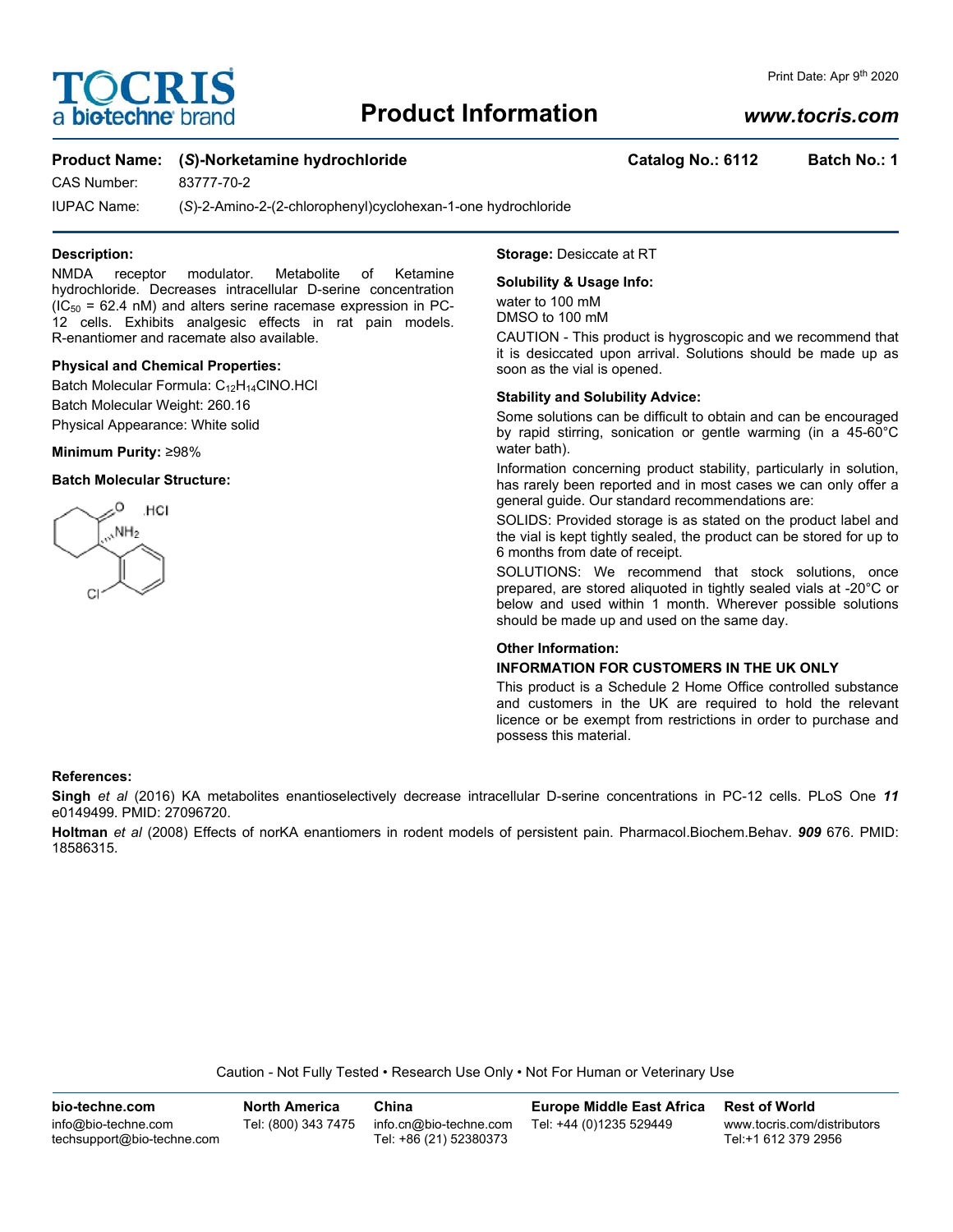# Product Information

Print Date: Apr 9th 2020

www.tocris.com

**Product Name:** **(*S*)-Norketamine hydrochloride** **Catalog No.: 6112** **Batch No.: 1**

CAS Number: 83777-70-2

IUPAC Name: (*S*)-2-Amino-2-(2-chlorophenyl)cyclohexan-1-one hydrochloride

**Description:**

NMDA receptor modulator. Metabolite of Ketamine hydrochloride. Decreases intracellular D-serine concentration ($IC_{50}$ = 62.4 nM) and alters serine racemase expression in PC-12 cells. Exhibits analgesic effects in rat pain models. R-enantiomer and racemate also available.

**Physical and Chemical Properties:**

Batch Molecular Formula: $C_{12}H_{14}ClNO.HCl$

Batch Molecular Weight: 260.16

Physical Appearance: White solid

**Minimum Purity:** ≥98%

**Batch Molecular Structure:**

**Storage:** Desiccate at RT

**Solubility & Usage Info:**

water to 100 mM

DMSO to 100 mM

CAUTION - This product is hygroscopic and we recommend that it is desiccated upon arrival. Solutions should be made up as soon as the vial is opened.

**Stability and Solubility Advice:**

Some solutions can be difficult to obtain and can be encouraged by rapid stirring, sonication or gentle warming (in a 45-60°C water bath).

Information concerning product stability, particularly in solution, has rarely been reported and in most cases we can only offer a general guide. Our standard recommendations are:

SOLIDS: Provided storage is as stated on the product label and the vial is kept tightly sealed, the product can be stored for up to 6 months from date of receipt.

SOLUTIONS: We recommend that stock solutions, once prepared, are stored aliquoted in tightly sealed vials at -20°C or below and used within 1 month. Wherever possible solutions should be made up and used on the same day.

**Other Information:**

**INFORMATION FOR CUSTOMERS IN THE UK ONLY**

This product is a Schedule 2 Home Office controlled substance and customers in the UK are required to hold the relevant licence or be exempt from restrictions in order to purchase and possess this material.

**References:**

**Singh** *et al* (2016) KA metabolites enantioselectively decrease intracellular D-serine concentrations in PC-12 cells. PLoS One ***11*** e0149499. PMID: 27096720.

**Holtman** *et al* (2008) Effects of norKA enantiomers in rodent models of persistent pain. Pharmacol.Biochem.Behav. ***909*** 676. PMID: 18586315.

Caution - Not Fully Tested • Research Use Only • Not For Human or Veterinary Use

| bio-techne.com | North America | China | Europe Middle East Africa | Rest of World |
|---|---|---|---|---|
| info@bio-techne.com techsupport@bio-techne.com | Tel: (800) 343 7475 | info.cn@bio-techne.com Tel: +86 (21) 52380373 | Tel: +44 (0)1235 529449 | www.tocris.com/distributors Tel:+1 612 379 2956 |